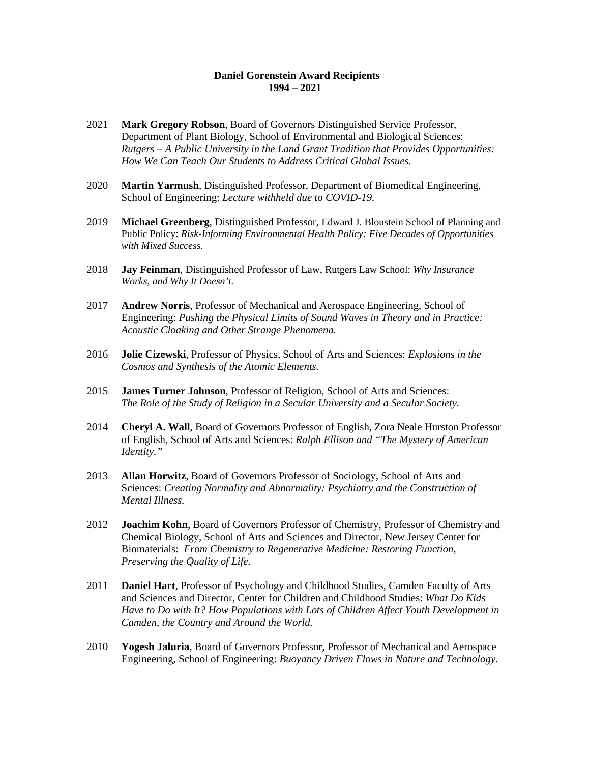**Daniel Gorenstein Award Recipients**
**1994 – 2021**

2021 **Mark Gregory Robson**, Board of Governors Distinguished Service Professor, Department of Plant Biology, School of Environmental and Biological Sciences: *Rutgers – A Public University in the Land Grant Tradition that Provides Opportunities: How We Can Teach Our Students to Address Critical Global Issues.*

2020 **Martin Yarmush**, Distinguished Professor, Department of Biomedical Engineering, School of Engineering: *Lecture withheld due to COVID-19.*

2019 **Michael Greenberg**, Distinguished Professor, Edward J. Bloustein School of Planning and Public Policy: *Risk-Informing Environmental Health Policy: Five Decades of Opportunities with Mixed Success.*

2018 **Jay Feinman**, Distinguished Professor of Law, Rutgers Law School: *Why Insurance Works, and Why It Doesn't.*

2017 **Andrew Norris**, Professor of Mechanical and Aerospace Engineering, School of Engineering: *Pushing the Physical Limits of Sound Waves in Theory and in Practice: Acoustic Cloaking and Other Strange Phenomena.*

2016 **Jolie Cizewski**, Professor of Physics, School of Arts and Sciences: *Explosions in the Cosmos and Synthesis of the Atomic Elements.*

2015 **James Turner Johnson**, Professor of Religion, School of Arts and Sciences: *The Role of the Study of Religion in a Secular University and a Secular Society.*

2014 **Cheryl A. Wall**, Board of Governors Professor of English, Zora Neale Hurston Professor of English, School of Arts and Sciences: *Ralph Ellison and "The Mystery of American Identity."*

2013 **Allan Horwitz**, Board of Governors Professor of Sociology, School of Arts and Sciences: *Creating Normality and Abnormality: Psychiatry and the Construction of Mental Illness.*

2012 **Joachim Kohn**, Board of Governors Professor of Chemistry, Professor of Chemistry and Chemical Biology, School of Arts and Sciences and Director, New Jersey Center for Biomaterials: *From Chemistry to Regenerative Medicine: Restoring Function, Preserving the Quality of Life.*

2011 **Daniel Hart**, Professor of Psychology and Childhood Studies, Camden Faculty of Arts and Sciences and Director, Center for Children and Childhood Studies: *What Do Kids Have to Do with It? How Populations with Lots of Children Affect Youth Development in Camden, the Country and Around the World.*

2010 **Yogesh Jaluria**, Board of Governors Professor, Professor of Mechanical and Aerospace Engineering, School of Engineering: *Buoyancy Driven Flows in Nature and Technology.*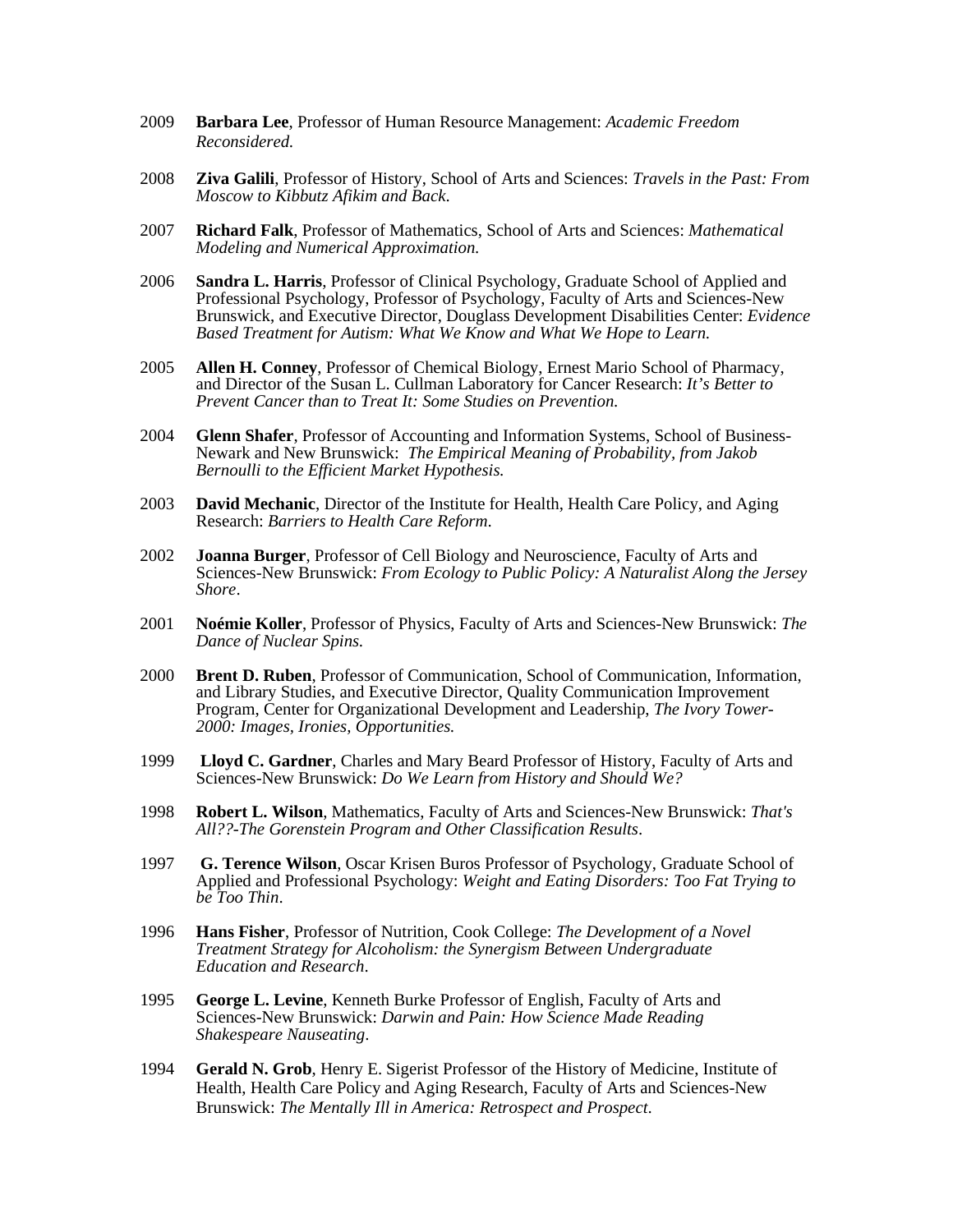2009 **Barbara Lee**, Professor of Human Resource Management: *Academic Freedom Reconsidered.*

2008 **Ziva Galili**, Professor of History, School of Arts and Sciences: *Travels in the Past: From Moscow to Kibbutz Afikim and Back*.

2007 **Richard Falk**, Professor of Mathematics, School of Arts and Sciences: *Mathematical Modeling and Numerical Approximation.*

2006 **Sandra L. Harris**, Professor of Clinical Psychology, Graduate School of Applied and Professional Psychology, Professor of Psychology, Faculty of Arts and Sciences-New Brunswick, and Executive Director, Douglass Development Disabilities Center: *Evidence Based Treatment for Autism: What We Know and What We Hope to Learn.*

2005 **Allen H. Conney**, Professor of Chemical Biology, Ernest Mario School of Pharmacy, and Director of the Susan L. Cullman Laboratory for Cancer Research: *It's Better to Prevent Cancer than to Treat It: Some Studies on Prevention.*

2004 **Glenn Shafer**, Professor of Accounting and Information Systems, School of Business-Newark and New Brunswick: *The Empirical Meaning of Probability, from Jakob Bernoulli to the Efficient Market Hypothesis.*

2003 **David Mechanic**, Director of the Institute for Health, Health Care Policy, and Aging Research: *Barriers to Health Care Reform*.

2002 **Joanna Burger**, Professor of Cell Biology and Neuroscience, Faculty of Arts and Sciences-New Brunswick: *From Ecology to Public Policy: A Naturalist Along the Jersey Shore*.

2001 **Noémie Koller**, Professor of Physics, Faculty of Arts and Sciences-New Brunswick: *The Dance of Nuclear Spins.*

2000 **Brent D. Ruben**, Professor of Communication, School of Communication, Information, and Library Studies, and Executive Director, Quality Communication Improvement Program, Center for Organizational Development and Leadership, *The Ivory Tower-2000: Images, Ironies, Opportunities.*

1999 **Lloyd C. Gardner**, Charles and Mary Beard Professor of History, Faculty of Arts and Sciences-New Brunswick: *Do We Learn from History and Should We?*

1998 **Robert L. Wilson**, Mathematics, Faculty of Arts and Sciences-New Brunswick: *That's All??-The Gorenstein Program and Other Classification Results*.

1997 **G. Terence Wilson**, Oscar Krisen Buros Professor of Psychology, Graduate School of Applied and Professional Psychology: *Weight and Eating Disorders: Too Fat Trying to be Too Thin*.

1996 **Hans Fisher**, Professor of Nutrition, Cook College: *The Development of a Novel Treatment Strategy for Alcoholism: the Synergism Between Undergraduate Education and Research*.

1995 **George L. Levine**, Kenneth Burke Professor of English, Faculty of Arts and Sciences-New Brunswick: *Darwin and Pain: How Science Made Reading Shakespeare Nauseating*.

1994 **Gerald N. Grob**, Henry E. Sigerist Professor of the History of Medicine, Institute of Health, Health Care Policy and Aging Research, Faculty of Arts and Sciences-New Brunswick: *The Mentally Ill in America: Retrospect and Prospect*.